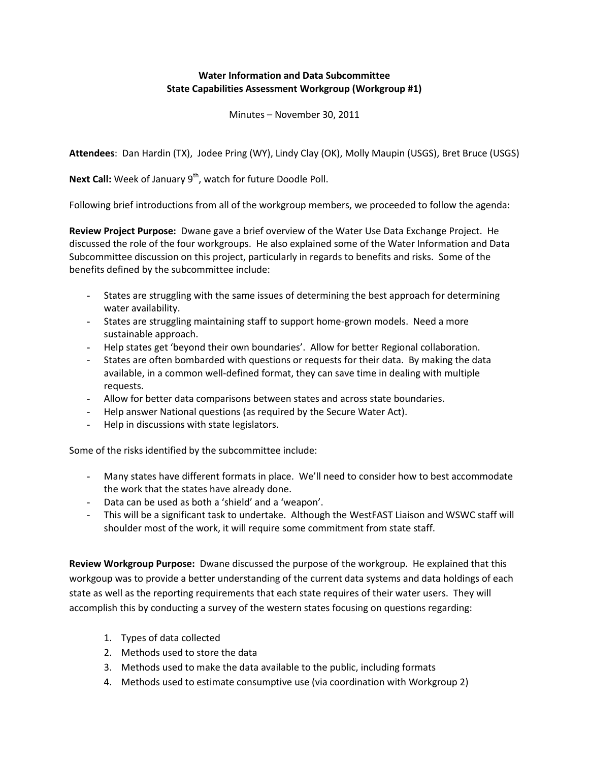**Water Information and Data Subcommittee**
**State Capabilities Assessment Workgroup (Workgroup #1)**

Minutes – November 30, 2011

**Attendees**: Dan Hardin (TX), Jodee Pring (WY), Lindy Clay (OK), Molly Maupin (USGS), Bret Bruce (USGS)

**Next Call:** Week of January 9th, watch for future Doodle Poll.

Following brief introductions from all of the workgroup members, we proceeded to follow the agenda:

**Review Project Purpose:** Dwane gave a brief overview of the Water Use Data Exchange Project. He discussed the role of the four workgroups. He also explained some of the Water Information and Data Subcommittee discussion on this project, particularly in regards to benefits and risks. Some of the benefits defined by the subcommittee include:

- States are struggling with the same issues of determining the best approach for determining water availability.
- States are struggling maintaining staff to support home-grown models. Need a more sustainable approach.
- Help states get 'beyond their own boundaries'. Allow for better Regional collaboration.
- States are often bombarded with questions or requests for their data. By making the data available, in a common well-defined format, they can save time in dealing with multiple requests.
- Allow for better data comparisons between states and across state boundaries.
- Help answer National questions (as required by the Secure Water Act).
- Help in discussions with state legislators.

Some of the risks identified by the subcommittee include:

- Many states have different formats in place. We'll need to consider how to best accommodate the work that the states have already done.
- Data can be used as both a 'shield' and a 'weapon'.
- This will be a significant task to undertake. Although the WestFAST Liaison and WSWC staff will shoulder most of the work, it will require some commitment from state staff.

**Review Workgroup Purpose:** Dwane discussed the purpose of the workgroup. He explained that this workgoup was to provide a better understanding of the current data systems and data holdings of each state as well as the reporting requirements that each state requires of their water users. They will accomplish this by conducting a survey of the western states focusing on questions regarding:

1. Types of data collected
2. Methods used to store the data
3. Methods used to make the data available to the public, including formats
4. Methods used to estimate consumptive use (via coordination with Workgroup 2)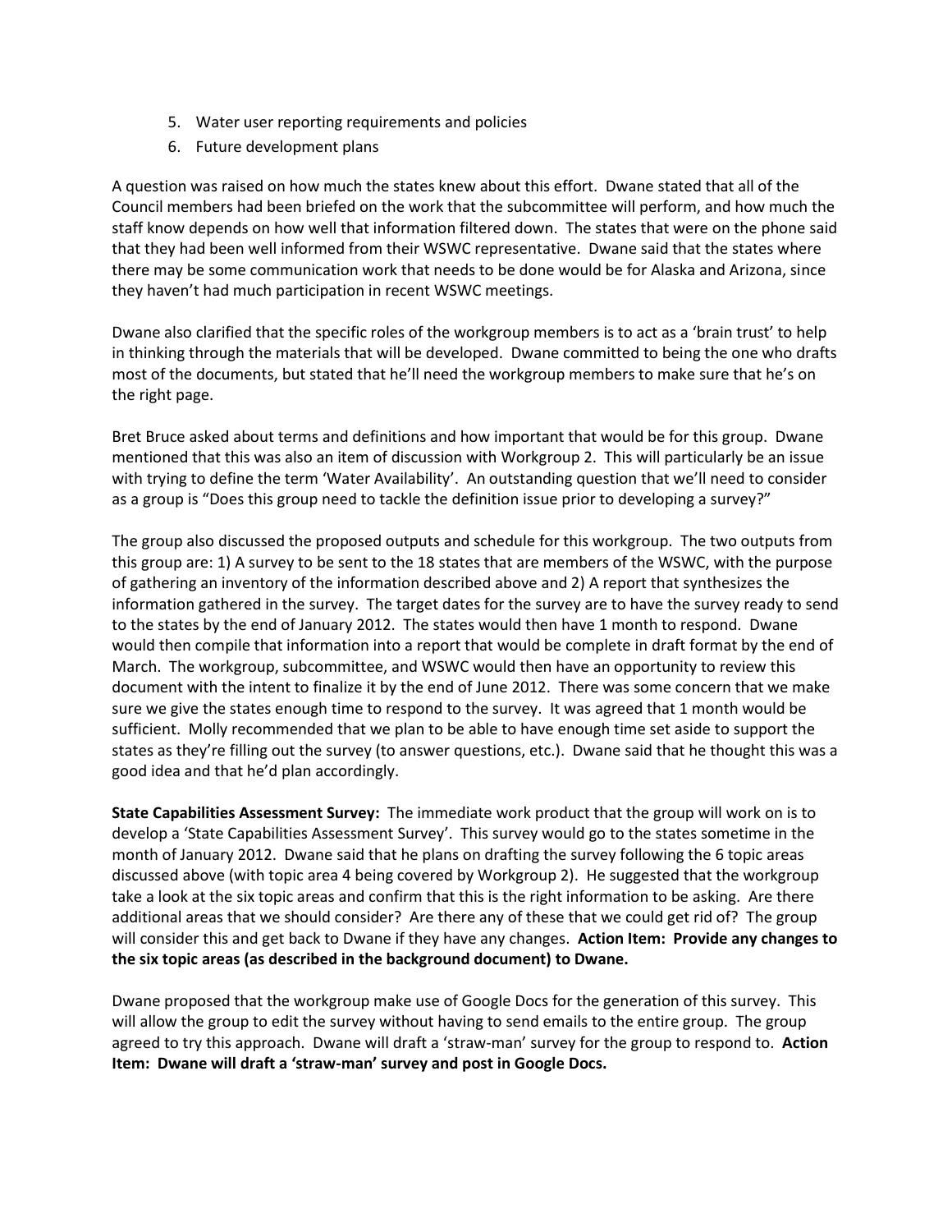5. Water user reporting requirements and policies
6. Future development plans

A question was raised on how much the states knew about this effort. Dwane stated that all of the Council members had been briefed on the work that the subcommittee will perform, and how much the staff know depends on how well that information filtered down. The states that were on the phone said that they had been well informed from their WSWC representative. Dwane said that the states where there may be some communication work that needs to be done would be for Alaska and Arizona, since they haven't had much participation in recent WSWC meetings.

Dwane also clarified that the specific roles of the workgroup members is to act as a 'brain trust' to help in thinking through the materials that will be developed. Dwane committed to being the one who drafts most of the documents, but stated that he'll need the workgroup members to make sure that he's on the right page.

Bret Bruce asked about terms and definitions and how important that would be for this group. Dwane mentioned that this was also an item of discussion with Workgroup 2. This will particularly be an issue with trying to define the term 'Water Availability'. An outstanding question that we'll need to consider as a group is "Does this group need to tackle the definition issue prior to developing a survey?"

The group also discussed the proposed outputs and schedule for this workgroup. The two outputs from this group are: 1) A survey to be sent to the 18 states that are members of the WSWC, with the purpose of gathering an inventory of the information described above and 2) A report that synthesizes the information gathered in the survey. The target dates for the survey are to have the survey ready to send to the states by the end of January 2012. The states would then have 1 month to respond. Dwane would then compile that information into a report that would be complete in draft format by the end of March. The workgroup, subcommittee, and WSWC would then have an opportunity to review this document with the intent to finalize it by the end of June 2012. There was some concern that we make sure we give the states enough time to respond to the survey. It was agreed that 1 month would be sufficient. Molly recommended that we plan to be able to have enough time set aside to support the states as they're filling out the survey (to answer questions, etc.). Dwane said that he thought this was a good idea and that he'd plan accordingly.

**State Capabilities Assessment Survey:** The immediate work product that the group will work on is to develop a 'State Capabilities Assessment Survey'. This survey would go to the states sometime in the month of January 2012. Dwane said that he plans on drafting the survey following the 6 topic areas discussed above (with topic area 4 being covered by Workgroup 2). He suggested that the workgroup take a look at the six topic areas and confirm that this is the right information to be asking. Are there additional areas that we should consider? Are there any of these that we could get rid of? The group will consider this and get back to Dwane if they have any changes. **Action Item: Provide any changes to the six topic areas (as described in the background document) to Dwane.**

Dwane proposed that the workgroup make use of Google Docs for the generation of this survey. This will allow the group to edit the survey without having to send emails to the entire group. The group agreed to try this approach. Dwane will draft a 'straw-man' survey for the group to respond to. **Action Item: Dwane will draft a 'straw-man' survey and post in Google Docs.**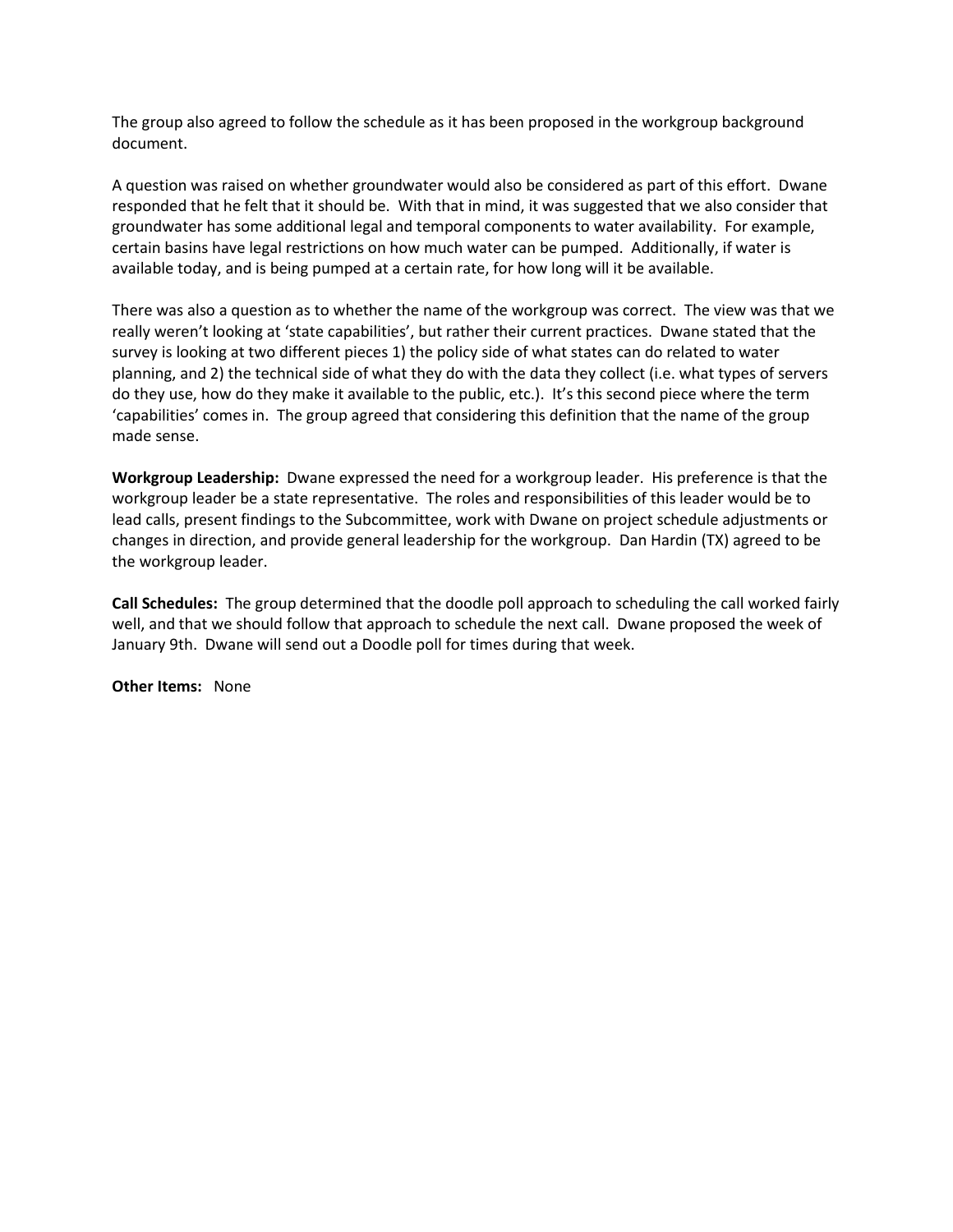The group also agreed to follow the schedule as it has been proposed in the workgroup background document.

A question was raised on whether groundwater would also be considered as part of this effort. Dwane responded that he felt that it should be. With that in mind, it was suggested that we also consider that groundwater has some additional legal and temporal components to water availability. For example, certain basins have legal restrictions on how much water can be pumped. Additionally, if water is available today, and is being pumped at a certain rate, for how long will it be available.

There was also a question as to whether the name of the workgroup was correct. The view was that we really weren't looking at 'state capabilities', but rather their current practices. Dwane stated that the survey is looking at two different pieces 1) the policy side of what states can do related to water planning, and 2) the technical side of what they do with the data they collect (i.e. what types of servers do they use, how do they make it available to the public, etc.). It's this second piece where the term 'capabilities' comes in. The group agreed that considering this definition that the name of the group made sense.

**Workgroup Leadership:** Dwane expressed the need for a workgroup leader. His preference is that the workgroup leader be a state representative. The roles and responsibilities of this leader would be to lead calls, present findings to the Subcommittee, work with Dwane on project schedule adjustments or changes in direction, and provide general leadership for the workgroup. Dan Hardin (TX) agreed to be the workgroup leader.

**Call Schedules:** The group determined that the doodle poll approach to scheduling the call worked fairly well, and that we should follow that approach to schedule the next call. Dwane proposed the week of January 9th. Dwane will send out a Doodle poll for times during that week.

**Other Items:** None